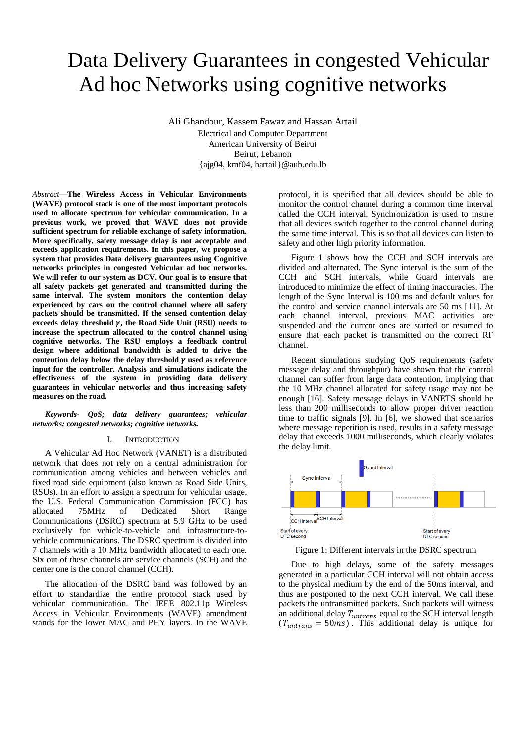# Data Delivery Guarantees in congested Vehicular Ad hoc Networks using cognitive networks

Ali Ghandour, Kassem Fawaz and Hassan Artail

Electrical and Computer Department
American University of Beirut
Beirut, Lebanon
{ajg04, kmf04, hartail}@aub.edu.lb

*Abstract*—**The Wireless Access in Vehicular Environments (WAVE) protocol stack is one of the most important protocols used to allocate spectrum for vehicular communication. In a previous work, we proved that WAVE does not provide sufficient spectrum for reliable exchange of safety information. More specifically, safety message delay is not acceptable and exceeds application requirements. In this paper, we propose a system that provides Data delivery guarantees using Cognitive networks principles in congested Vehicular ad hoc networks. We will refer to our system as DCV. Our goal is to ensure that all safety packets get generated and transmitted during the same interval. The system monitors the contention delay experienced by cars on the control channel where all safety packets should be transmitted. If the sensed contention delay exceeds delay threshold $\gamma$, the Road Side Unit (RSU) needs to increase the spectrum allocated to the control channel using cognitive networks. The RSU employs a feedback control design where additional bandwidth is added to drive the contention delay below the delay threshold $\gamma$ used as reference input for the controller. Analysis and simulations indicate the effectiveness of the system in providing data delivery guarantees in vehicular networks and thus increasing safety measures on the road.**

***Keywords- QoS; data delivery guarantees; vehicular networks; congested networks; cognitive networks.***

## I. Introduction

A Vehicular Ad Hoc Network (VANET) is a distributed network that does not rely on a central administration for communication among vehicles and between vehicles and fixed road side equipment (also known as Road Side Units, RSUs). In an effort to assign a spectrum for vehicular usage, the U.S. Federal Communication Commission (FCC) has allocated 75MHz of Dedicated Short Range Communications (DSRC) spectrum at 5.9 GHz to be used exclusively for vehicle-to-vehicle and infrastructure-to-vehicle communications. The DSRC spectrum is divided into 7 channels with a 10 MHz bandwidth allocated to each one. Six out of these channels are service channels (SCH) and the center one is the control channel (CCH).

The allocation of the DSRC band was followed by an effort to standardize the entire protocol stack used by vehicular communication. The IEEE 802.11p Wireless Access in Vehicular Environments (WAVE) amendment stands for the lower MAC and PHY layers. In the WAVE protocol, it is specified that all devices should be able to monitor the control channel during a common time interval called the CCH interval. Synchronization is used to insure that all devices switch together to the control channel during the same time interval. This is so that all devices can listen to safety and other high priority information.

Figure 1 shows how the CCH and SCH intervals are divided and alternated. The Sync interval is the sum of the CCH and SCH intervals, while Guard intervals are introduced to minimize the effect of timing inaccuracies. The length of the Sync Interval is 100 ms and default values for the control and service channel intervals are 50 ms [11]. At each channel interval, previous MAC activities are suspended and the current ones are started or resumed to ensure that each packet is transmitted on the correct RF channel.

Recent simulations studying QoS requirements (safety message delay and throughput) have shown that the control channel can suffer from large data contention, implying that the 10 MHz channel allocated for safety usage may not be enough [16]. Safety message delays in VANETS should be less than 200 milliseconds to allow proper driver reaction time to traffic signals [9]. In [6], we showed that scenarios where message repetition is used, results in a safety message delay that exceeds 1000 milliseconds, which clearly violates the delay limit.

Figure 1: Different intervals in the DSRC spectrum

Due to high delays, some of the safety messages generated in a particular CCH interval will not obtain access to the physical medium by the end of the 50ms interval, and thus are postponed to the next CCH interval. We call these packets the untransmitted packets. Such packets will witness an additional delay $T_{untrans}$ equal to the SCH interval length ($T_{untrans} = 50ms$). This additional delay is unique for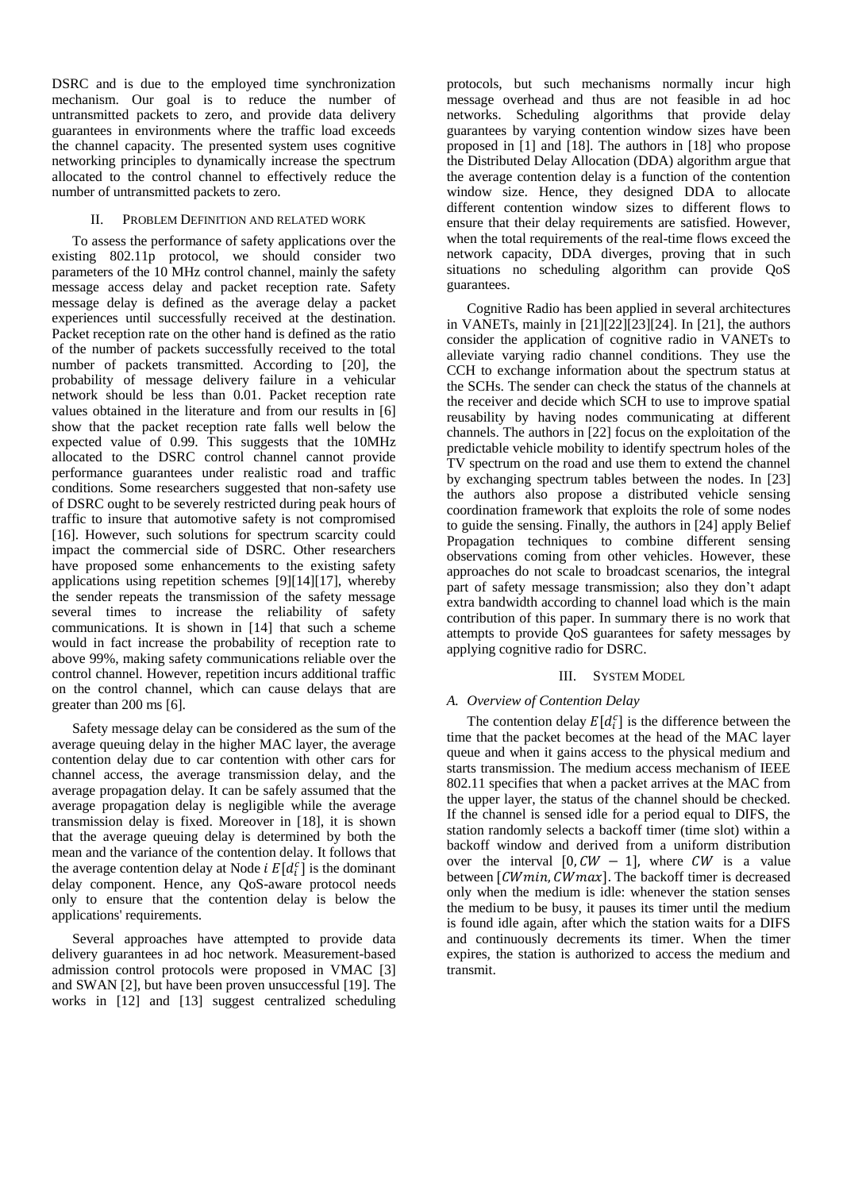DSRC and is due to the employed time synchronization mechanism. Our goal is to reduce the number of untransmitted packets to zero, and provide data delivery guarantees in environments where the traffic load exceeds the channel capacity. The presented system uses cognitive networking principles to dynamically increase the spectrum allocated to the control channel to effectively reduce the number of untransmitted packets to zero.

## II. Problem Definition and related work

To assess the performance of safety applications over the existing 802.11p protocol, we should consider two parameters of the 10 MHz control channel, mainly the safety message access delay and packet reception rate. Safety message delay is defined as the average delay a packet experiences until successfully received at the destination. Packet reception rate on the other hand is defined as the ratio of the number of packets successfully received to the total number of packets transmitted. According to [20], the probability of message delivery failure in a vehicular network should be less than 0.01. Packet reception rate values obtained in the literature and from our results in [6] show that the packet reception rate falls well below the expected value of 0.99. This suggests that the 10MHz allocated to the DSRC control channel cannot provide performance guarantees under realistic road and traffic conditions. Some researchers suggested that non-safety use of DSRC ought to be severely restricted during peak hours of traffic to insure that automotive safety is not compromised [16]. However, such solutions for spectrum scarcity could impact the commercial side of DSRC. Other researchers have proposed some enhancements to the existing safety applications using repetition schemes [9][14][17], whereby the sender repeats the transmission of the safety message several times to increase the reliability of safety communications. It is shown in [14] that such a scheme would in fact increase the probability of reception rate to above 99%, making safety communications reliable over the control channel. However, repetition incurs additional traffic on the control channel, which can cause delays that are greater than 200 ms [6].

Safety message delay can be considered as the sum of the average queuing delay in the higher MAC layer, the average contention delay due to car contention with other cars for channel access, the average transmission delay, and the average propagation delay. It can be safely assumed that the average propagation delay is negligible while the average transmission delay is fixed. Moreover in [18], it is shown that the average queuing delay is determined by both the mean and the variance of the contention delay. It follows that the average contention delay at Node $i$ $E[d_i^c]$ is the dominant delay component. Hence, any QoS-aware protocol needs only to ensure that the contention delay is below the applications' requirements.

Several approaches have attempted to provide data delivery guarantees in ad hoc network. Measurement-based admission control protocols were proposed in VMAC [3] and SWAN [2], but have been proven unsuccessful [19]. The works in [12] and [13] suggest centralized scheduling protocols, but such mechanisms normally incur high message overhead and thus are not feasible in ad hoc networks. Scheduling algorithms that provide delay guarantees by varying contention window sizes have been proposed in [1] and [18]. The authors in [18] who propose the Distributed Delay Allocation (DDA) algorithm argue that the average contention delay is a function of the contention window size. Hence, they designed DDA to allocate different contention window sizes to different flows to ensure that their delay requirements are satisfied. However, when the total requirements of the real-time flows exceed the network capacity, DDA diverges, proving that in such situations no scheduling algorithm can provide QoS guarantees.

Cognitive Radio has been applied in several architectures in VANETs, mainly in [21][22][23][24]. In [21], the authors consider the application of cognitive radio in VANETs to alleviate varying radio channel conditions. They use the CCH to exchange information about the spectrum status at the SCHs. The sender can check the status of the channels at the receiver and decide which SCH to use to improve spatial reusability by having nodes communicating at different channels. The authors in [22] focus on the exploitation of the predictable vehicle mobility to identify spectrum holes of the TV spectrum on the road and use them to extend the channel by exchanging spectrum tables between the nodes. In [23] the authors also propose a distributed vehicle sensing coordination framework that exploits the role of some nodes to guide the sensing. Finally, the authors in [24] apply Belief Propagation techniques to combine different sensing observations coming from other vehicles. However, these approaches do not scale to broadcast scenarios, the integral part of safety message transmission; also they don't adapt extra bandwidth according to channel load which is the main contribution of this paper. In summary there is no work that attempts to provide QoS guarantees for safety messages by applying cognitive radio for DSRC.

## III. System Model

### A. Overview of Contention Delay

The contention delay $E[d_i^c]$ is the difference between the time that the packet becomes at the head of the MAC layer queue and when it gains access to the physical medium and starts transmission. The medium access mechanism of IEEE 802.11 specifies that when a packet arrives at the MAC from the upper layer, the status of the channel should be checked. If the channel is sensed idle for a period equal to DIFS, the station randomly selects a backoff timer (time slot) within a backoff window and derived from a uniform distribution over the interval $[0, CW - 1]$, where $CW$ is a value between $[CWmin, CWmax]$. The backoff timer is decreased only when the medium is idle: whenever the station senses the medium to be busy, it pauses its timer until the medium is found idle again, after which the station waits for a DIFS and continuously decrements its timer. When the timer expires, the station is authorized to access the medium and transmit.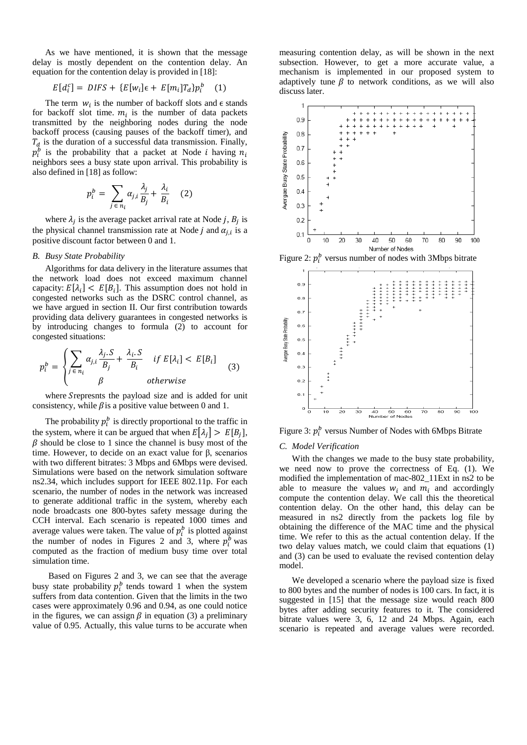As we have mentioned, it is shown that the message delay is mostly dependent on the contention delay. An equation for the contention delay is provided in [18]:

$$E[d_i^c] = DIFS + \{E[w_i]\epsilon + E[m_i]T_d\}p_i^b \quad (1)$$

The term $w_i$ is the number of backoff slots and $\epsilon$ stands for backoff slot time. $m_i$ is the number of data packets transmitted by the neighboring nodes during the node backoff process (causing pauses of the backoff timer), and $T_d$ is the duration of a successful data transmission. Finally, $p_i^b$ is the probability that a packet at Node $i$ having $n_i$ neighbors sees a busy state upon arrival. This probability is also defined in [18] as follow:

$$p_i^b = \sum_{j \in n_i} \alpha_{j,i} \frac{\lambda_j}{B_j} + \frac{\lambda_i}{B_i} \quad (2)$$

where $\lambda_j$ is the average packet arrival rate at Node $j$, $B_j$ is the physical channel transmission rate at Node $j$ and $\alpha_{j,i}$ is a positive discount factor between 0 and 1.

### B. Busy State Probability

Algorithms for data delivery in the literature assumes that the network load does not exceed maximum channel capacity: $E[\lambda_i] < E[B_i]$. This assumption does not hold in congested networks such as the DSRC control channel, as we have argued in section II. Our first contribution towards providing data delivery guarantees in congested networks is by introducing changes to formula (2) to account for congested situations:

$$p_i^b = \begin{cases} \sum_{j \in n_i} \alpha_{j,i} \frac{\lambda_j . S}{B_j} + \frac{\lambda_i . S}{B_i} & if\ E[\lambda_i] < E[B_i] \\ \beta & otherwise \end{cases} \quad (3)$$

where $S$ represnts the payload size and is added for unit consistency, while $\beta$ is a positive value between 0 and 1.

The probability $p_i^b$ is directly proportional to the traffic in the system, where it can be argued that when $E[\lambda_j] > E[B_j]$, $\beta$ should be close to 1 since the channel is busy most of the time. However, to decide on an exact value for β, scenarios with two different bitrates: 3 Mbps and 6Mbps were devised. Simulations were based on the network simulation software ns2.34, which includes support for IEEE 802.11p. For each scenario, the number of nodes in the network was increased to generate additional traffic in the system, whereby each node broadcasts one 800-bytes safety message during the CCH interval. Each scenario is repeated 1000 times and average values were taken. The value of $p_i^b$ is plotted against the number of nodes in Figures 2 and 3, where $p_i^b$ was computed as the fraction of medium busy time over total simulation time.

Based on Figures 2 and 3, we can see that the average busy state probability $p_i^b$ tends toward 1 when the system suffers from data contention. Given that the limits in the two cases were approximately 0.96 and 0.94, as one could notice in the figures, we can assign $\beta$ in equation (3) a preliminary value of 0.95. Actually, this value turns to be accurate when measuring contention delay, as will be shown in the next subsection. However, to get a more accurate value, a mechanism is implemented in our proposed system to adaptively tune $\beta$ to network conditions, as we will also discuss later.

Figure 2: $p_i^b$ versus number of nodes with 3Mbps bitrate

Figure 3: $p_i^b$ versus Number of Nodes with 6Mbps Bitrate

### C. Model Verification

With the changes we made to the busy state probability, we need now to prove the correctness of Eq. (1). We modified the implementation of mac-802_11Ext in ns2 to be able to measure the values $w_i$ and $m_i$ and accordingly compute the contention delay. We call this the theoretical contention delay. On the other hand, this delay can be measured in ns2 directly from the packets log file by obtaining the difference of the MAC time and the physical time. We refer to this as the actual contention delay. If the two delay values match, we could claim that equations (1) and (3) can be used to evaluate the revised contention delay model.

We developed a scenario where the payload size is fixed to 800 bytes and the number of nodes is 100 cars. In fact, it is suggested in [15] that the message size would reach 800 bytes after adding security features to it. The considered bitrate values were 3, 6, 12 and 24 Mbps. Again, each scenario is repeated and average values were recorded.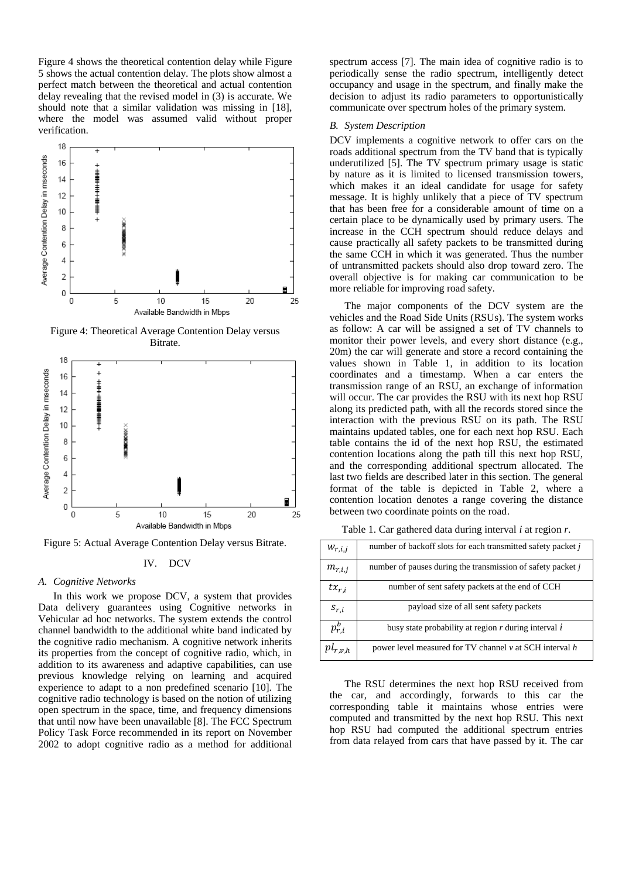Figure 4 shows the theoretical contention delay while Figure 5 shows the actual contention delay. The plots show almost a perfect match between the theoretical and actual contention delay revealing that the revised model in (3) is accurate. We should note that a similar validation was missing in [18], where the model was assumed valid without proper verification.

Figure 4: Theoretical Average Contention Delay versus Bitrate.

Figure 5: Actual Average Contention Delay versus Bitrate.

## IV. DCV

### A. Cognitive Networks

In this work we propose DCV, a system that provides Data delivery guarantees using Cognitive networks in Vehicular ad hoc networks. The system extends the control channel bandwidth to the additional white band indicated by the cognitive radio mechanism. A cognitive network inherits its properties from the concept of cognitive radio, which, in addition to its awareness and adaptive capabilities, can use previous knowledge relying on learning and acquired experience to adapt to a non predefined scenario [10]. The cognitive radio technology is based on the notion of utilizing open spectrum in the space, time, and frequency dimensions that until now have been unavailable [8]. The FCC Spectrum Policy Task Force recommended in its report on November 2002 to adopt cognitive radio as a method for additional spectrum access [7]. The main idea of cognitive radio is to periodically sense the radio spectrum, intelligently detect occupancy and usage in the spectrum, and finally make the decision to adjust its radio parameters to opportunistically communicate over spectrum holes of the primary system.

### B. System Description

DCV implements a cognitive network to offer cars on the roads additional spectrum from the TV band that is typically underutilized [5]. The TV spectrum primary usage is static by nature as it is limited to licensed transmission towers, which makes it an ideal candidate for usage for safety message. It is highly unlikely that a piece of TV spectrum that has been free for a considerable amount of time on a certain place to be dynamically used by primary users. The increase in the CCH spectrum should reduce delays and cause practically all safety packets to be transmitted during the same CCH in which it was generated. Thus the number of untransmitted packets should also drop toward zero. The overall objective is for making car communication to be more reliable for improving road safety.

The major components of the DCV system are the vehicles and the Road Side Units (RSUs). The system works as follow: A car will be assigned a set of TV channels to monitor their power levels, and every short distance (e.g., 20m) the car will generate and store a record containing the values shown in Table 1, in addition to its location coordinates and a timestamp. When a car enters the transmission range of an RSU, an exchange of information will occur. The car provides the RSU with its next hop RSU along its predicted path, with all the records stored since the interaction with the previous RSU on its path. The RSU maintains updated tables, one for each next hop RSU. Each table contains the id of the next hop RSU, the estimated contention locations along the path till this next hop RSU, and the corresponding additional spectrum allocated. The last two fields are described later in this section. The general format of the table is depicted in Table 2, where a contention location denotes a range covering the distance between two coordinate points on the road.

Table 1. Car gathered data during interval *i* at region *r*.

| | |
|---|---|
| $w_{r,i,j}$ | number of backoff slots for each transmitted safety packet *j* |
| $m_{r,i,j}$ | number of pauses during the transmission of safety packet *j* |
| $tx_{r,i}$ | number of sent safety packets at the end of CCH |
| $s_{r,i}$ | payload size of all sent safety packets |
| $p^b_{r,i}$ | busy state probability at region *r* during interval $i$ |
| $pl_{r,v,h}$ | power level measured for TV channel *v* at SCH interval *h* |

The RSU determines the next hop RSU received from the car, and accordingly, forwards to this car the corresponding table it maintains whose entries were computed and transmitted by the next hop RSU. This next hop RSU had computed the additional spectrum entries from data relayed from cars that have passed by it. The car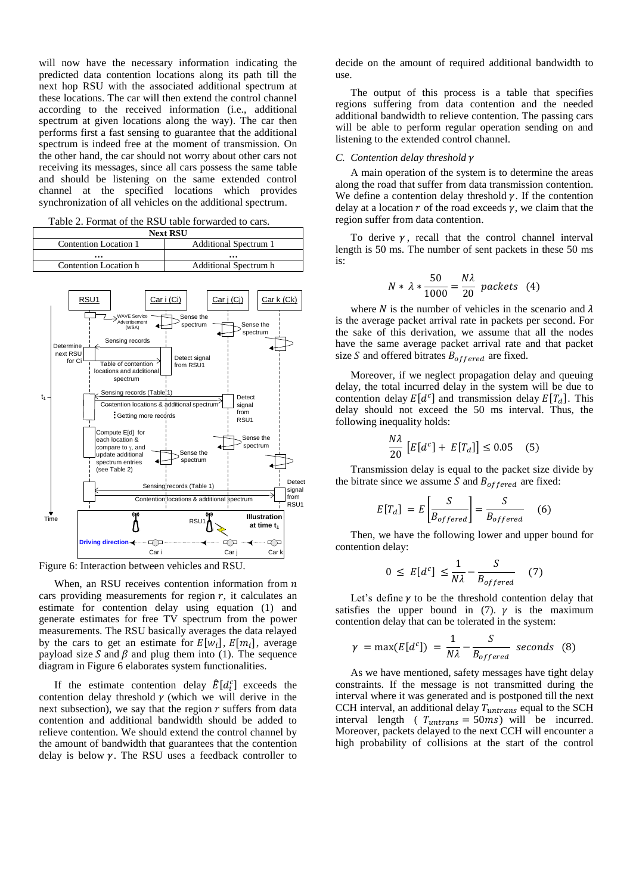will now have the necessary information indicating the predicted data contention locations along its path till the next hop RSU with the associated additional spectrum at these locations. The car will then extend the control channel according to the received information (i.e., additional spectrum at given locations along the way). The car then performs first a fast sensing to guarantee that the additional spectrum is indeed free at the moment of transmission. On the other hand, the car should not worry about other cars not receiving its messages, since all cars possess the same table and should be listening on the same extended control channel at the specified locations which provides synchronization of all vehicles on the additional spectrum.

Table 2. Format of the RSU table forwarded to cars.

| Next RSU | |
|---|---|
| Contention Location 1 | Additional Spectrum 1 |
| … | … |
| Contention Location h | Additional Spectrum h |

Figure 6: Interaction between vehicles and RSU.

When, an RSU receives contention information from $n$ cars providing measurements for region $r$, it calculates an estimate for contention delay using equation (1) and generate estimates for free TV spectrum from the power measurements. The RSU basically averages the data relayed by the cars to get an estimate for $E[w_i]$, $E[m_i]$, average payload size $S$ and $\beta$ and plug them into (1). The sequence diagram in Figure 6 elaborates system functionalities.

If the estimate contention delay $\hat{E}[d_i^c]$ exceeds the contention delay threshold $\gamma$ (which we will derive in the next subsection), we say that the region $r$ suffers from data contention and additional bandwidth should be added to relieve contention. We should extend the control channel by the amount of bandwidth that guarantees that the contention delay is below $\gamma$. The RSU uses a feedback controller to decide on the amount of required additional bandwidth to use.

The output of this process is a table that specifies regions suffering from data contention and the needed additional bandwidth to relieve contention. The passing cars will be able to perform regular operation sending on and listening to the extended control channel.

### *C. Contention delay threshold $\gamma$*

A main operation of the system is to determine the areas along the road that suffer from data transmission contention. We define a contention delay threshold $\gamma$. If the contention delay at a location $r$ of the road exceeds $\gamma$, we claim that the region suffer from data contention.

To derive $\gamma$, recall that the control channel interval length is 50 ms. The number of sent packets in these 50 ms is:

$$N * \lambda * \frac{50}{1000} = \frac{N\lambda}{20} \ packets \quad (4)$$

where $N$ is the number of vehicles in the scenario and $\lambda$ is the average packet arrival rate in packets per second. For the sake of this derivation, we assume that all the nodes have the same average packet arrival rate and that packet size $S$ and offered bitrates $B_{offered}$ are fixed.

Moreover, if we neglect propagation delay and queuing delay, the total incurred delay in the system will be due to contention delay $E[d^c]$ and transmission delay $E[T_d]$. This delay should not exceed the 50 ms interval. Thus, the following inequality holds:

$$\frac{N\lambda}{20}\left[E[d^c] + E[T_d]\right] \leq 0.05 \quad (5)$$

Transmission delay is equal to the packet size divide by the bitrate since we assume $S$ and $B_{offered}$ are fixed:

$$E[T_d] = E\left[\frac{S}{B_{offered}}\right] = \frac{S}{B_{offered}} \quad (6)$$

Then, we have the following lower and upper bound for contention delay:

$$0 \leq E[d^c] \leq \frac{1}{N\lambda} - \frac{S}{B_{offered}} \quad (7)$$

Let's define $\gamma$ to be the threshold contention delay that satisfies the upper bound in (7). $\gamma$ is the maximum contention delay that can be tolerated in the system:

$$\gamma = \max(E[d^c]) = \frac{1}{N\lambda} - \frac{S}{B_{offered}} \ seconds \quad (8)$$

As we have mentioned, safety messages have tight delay constraints. If the message is not transmitted during the interval where it was generated and is postponed till the next CCH interval, an additional delay $T_{untrans}$ equal to the SCH interval length ($T_{untrans} = 50ms$) will be incurred. Moreover, packets delayed to the next CCH will encounter a high probability of collisions at the start of the control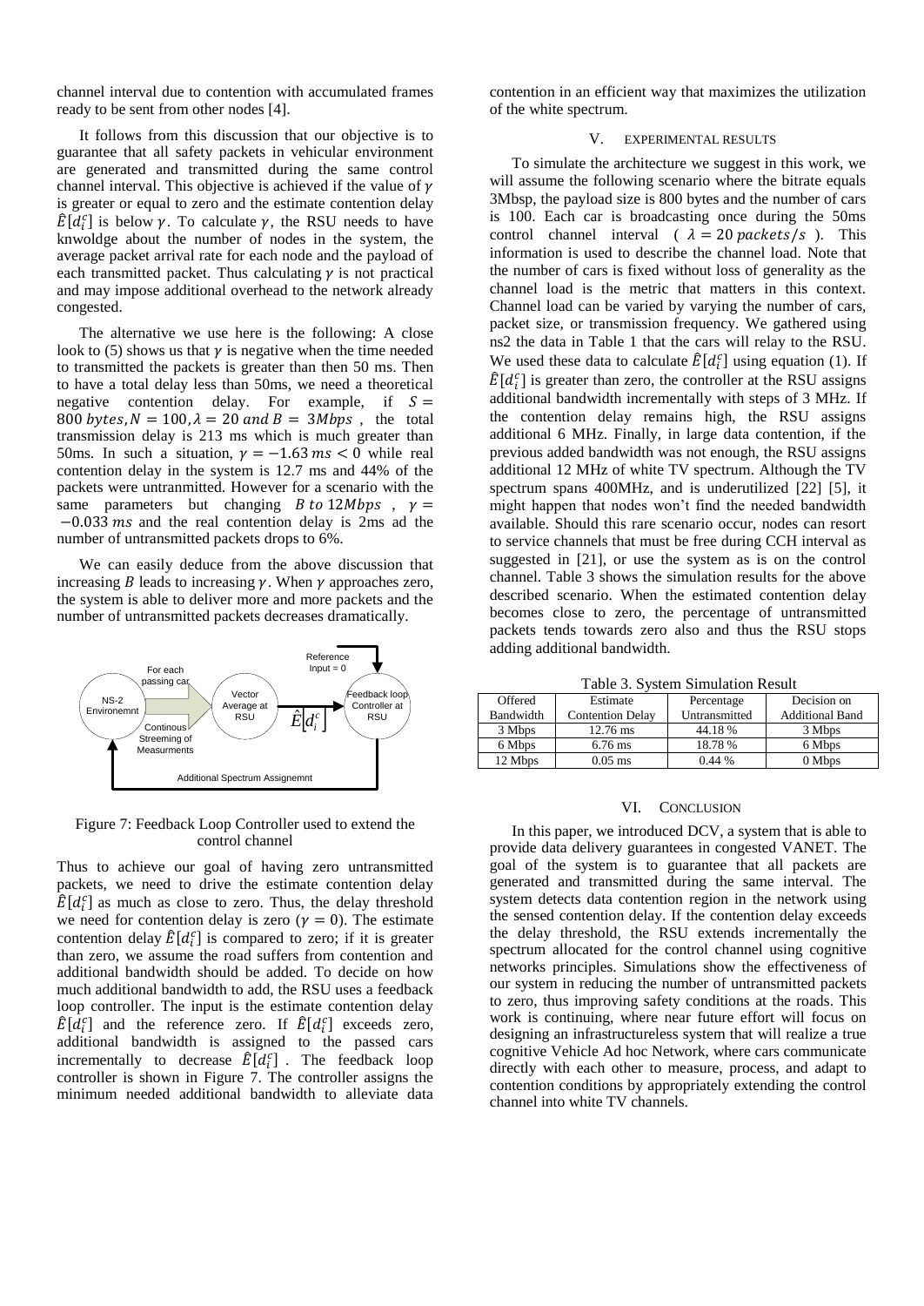channel interval due to contention with accumulated frames ready to be sent from other nodes [4].

It follows from this discussion that our objective is to guarantee that all safety packets in vehicular environment are generated and transmitted during the same control channel interval. This objective is achieved if the value of $\gamma$ is greater or equal to zero and the estimate contention delay $\hat{E}[d_i^c]$ is below $\gamma$. To calculate $\gamma$, the RSU needs to have knwoldge about the number of nodes in the system, the average packet arrival rate for each node and the payload of each transmitted packet. Thus calculating $\gamma$ is not practical and may impose additional overhead to the network already congested.

The alternative we use here is the following: A close look to (5) shows us that $\gamma$ is negative when the time needed to transmitted the packets is greater than then 50 ms. Then to have a total delay less than 50ms, we need a theoretical negative contention delay. For example, if $S = 800\ bytes, N = 100, \lambda = 20\ and\ B = 3Mbps$, the total transmission delay is 213 ms which is much greater than 50ms. In such a situation, $\gamma = -1.63\ ms < 0$ while real contention delay in the system is 12.7 ms and 44% of the packets were untranmitted. However for a scenario with the same parameters but changing $B\ to\ 12Mbps$, $\gamma = -0.033\ ms$ and the real contention delay is 2ms ad the number of untransmitted packets drops to 6%.

We can easily deduce from the above discussion that increasing $B$ leads to increasing $\gamma$. When $\gamma$ approaches zero, the system is able to deliver more and more packets and the number of untransmitted packets decreases dramatically.

Figure 7: Feedback Loop Controller used to extend the control channel

Thus to achieve our goal of having zero untransmitted packets, we need to drive the estimate contention delay $\hat{E}[d_i^c]$ as much as close to zero. Thus, the delay threshold we need for contention delay is zero ($\gamma = 0$). The estimate contention delay $\hat{E}[d_i^c]$ is compared to zero; if it is greater than zero, we assume the road suffers from contention and additional bandwidth should be added. To decide on how much additional bandwidth to add, the RSU uses a feedback loop controller. The input is the estimate contention delay $\hat{E}[d_i^c]$ and the reference zero. If $\hat{E}[d_i^c]$ exceeds zero, additional bandwidth is assigned to the passed cars incrementally to decrease $\hat{E}[d_i^c]$. The feedback loop controller is shown in Figure 7. The controller assigns the minimum needed additional bandwidth to alleviate data contention in an efficient way that maximizes the utilization of the white spectrum.

## V. EXPERIMENTAL RESULTS

To simulate the architecture we suggest in this work, we will assume the following scenario where the bitrate equals 3Mbsp, the payload size is 800 bytes and the number of cars is 100. Each car is broadcasting once during the 50ms control channel interval ( $\lambda = 20\ packets/s$ ). This information is used to describe the channel load. Note that the number of cars is fixed without loss of generality as the channel load is the metric that matters in this context. Channel load can be varied by varying the number of cars, packet size, or transmission frequency. We gathered using ns2 the data in Table 1 that the cars will relay to the RSU. We used these data to calculate $\hat{E}[d_i^c]$ using equation (1). If $\hat{E}[d_i^c]$ is greater than zero, the controller at the RSU assigns additional bandwidth incrementally with steps of 3 MHz. If the contention delay remains high, the RSU assigns additional 6 MHz. Finally, in large data contention, if the previous added bandwidth was not enough, the RSU assigns additional 12 MHz of white TV spectrum. Although the TV spectrum spans 400MHz, and is underutilized [22] [5], it might happen that nodes won't find the needed bandwidth available. Should this rare scenario occur, nodes can resort to service channels that must be free during CCH interval as suggested in [21], or use the system as is on the control channel. Table 3 shows the simulation results for the above described scenario. When the estimated contention delay becomes close to zero, the percentage of untransmitted packets tends towards zero also and thus the RSU stops adding additional bandwidth.

Table 3. System Simulation Result

| Offered Bandwidth | Estimate Contention Delay | Percentage Untransmitted | Decision on Additional Band |
|---|---|---|---|
| 3 Mbps | 12.76 ms | 44.18 % | 3 Mbps |
| 6 Mbps | 6.76 ms | 18.78 % | 6 Mbps |
| 12 Mbps | 0.05 ms | 0.44 % | 0 Mbps |

## VI. CONCLUSION

In this paper, we introduced DCV, a system that is able to provide data delivery guarantees in congested VANET. The goal of the system is to guarantee that all packets are generated and transmitted during the same interval. The system detects data contention region in the network using the sensed contention delay. If the contention delay exceeds the delay threshold, the RSU extends incrementally the spectrum allocated for the control channel using cognitive networks principles. Simulations show the effectiveness of our system in reducing the number of untransmitted packets to zero, thus improving safety conditions at the roads. This work is continuing, where near future effort will focus on designing an infrastructureless system that will realize a true cognitive Vehicle Ad hoc Network, where cars communicate directly with each other to measure, process, and adapt to contention conditions by appropriately extending the control channel into white TV channels.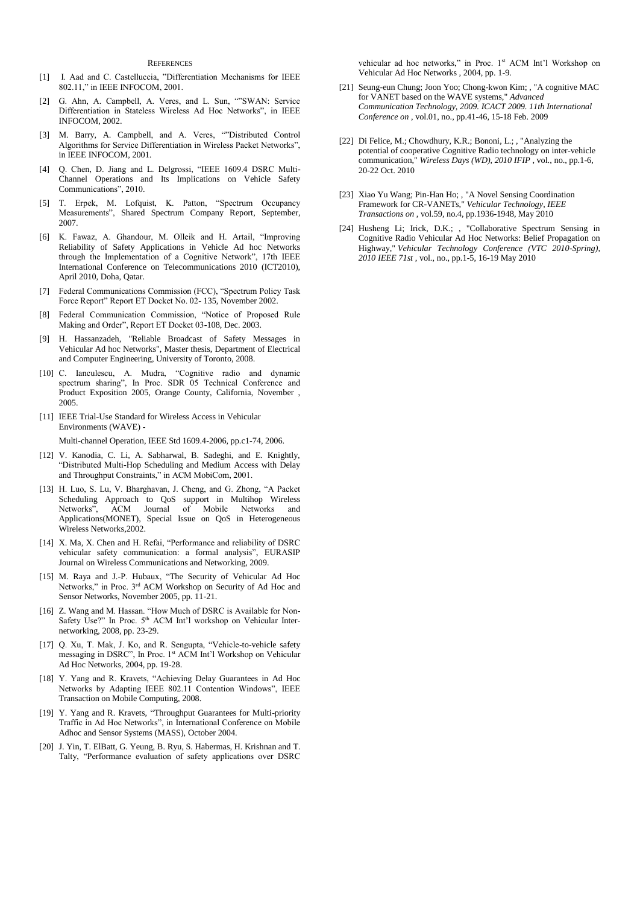## REFERENCES

[1] I. Aad and C. Castelluccia, "Differentiation Mechanisms for IEEE 802.11," in IEEE INFOCOM, 2001.

[2] G. Ahn, A. Campbell, A. Veres, and L. Sun, ""SWAN: Service Differentiation in Stateless Wireless Ad Hoc Networks", in IEEE INFOCOM, 2002.

[3] M. Barry, A. Campbell, and A. Veres, ""Distributed Control Algorithms for Service Differentiation in Wireless Packet Networks", in IEEE INFOCOM, 2001.

[4] Q. Chen, D. Jiang and L. Delgrossi, "IEEE 1609.4 DSRC Multi-Channel Operations and Its Implications on Vehicle Safety Communications", 2010.

[5] T. Erpek, M. Lofquist, K. Patton, "Spectrum Occupancy Measurements", Shared Spectrum Company Report, September, 2007.

[6] K. Fawaz, A. Ghandour, M. Olleik and H. Artail, "Improving Reliability of Safety Applications in Vehicle Ad hoc Networks through the Implementation of a Cognitive Network", 17th IEEE International Conference on Telecommunications 2010 (ICT2010), April 2010, Doha, Qatar.

[7] Federal Communications Commission (FCC), "Spectrum Policy Task Force Report" Report ET Docket No. 02- 135, November 2002.

[8] Federal Communication Commission, "Notice of Proposed Rule Making and Order", Report ET Docket 03-108, Dec. 2003.

[9] H. Hassanzadeh, "Reliable Broadcast of Safety Messages in Vehicular Ad hoc Networks", Master thesis, Department of Electrical and Computer Engineering, University of Toronto, 2008.

[10] C. Ianculescu, A. Mudra, "Cognitive radio and dynamic spectrum sharing", In Proc. SDR 05 Technical Conference and Product Exposition 2005, Orange County, California, November , 2005.

[11] IEEE Trial-Use Standard for Wireless Access in Vehicular Environments (WAVE) -

Multi-channel Operation, IEEE Std 1609.4-2006, pp.c1-74, 2006.

[12] V. Kanodia, C. Li, A. Sabharwal, B. Sadeghi, and E. Knightly, "Distributed Multi-Hop Scheduling and Medium Access with Delay and Throughput Constraints," in ACM MobiCom, 2001.

[13] H. Luo, S. Lu, V. Bharghavan, J. Cheng, and G. Zhong, "A Packet Scheduling Approach to QoS support in Multihop Wireless Networks", ACM Journal of Mobile Networks and Applications(MONET), Special Issue on QoS in Heterogeneous Wireless Networks,2002.

[14] X. Ma, X. Chen and H. Refai, "Performance and reliability of DSRC vehicular safety communication: a formal analysis", EURASIP Journal on Wireless Communications and Networking, 2009.

[15] M. Raya and J.-P. Hubaux, "The Security of Vehicular Ad Hoc Networks," in Proc. 3rd ACM Workshop on Security of Ad Hoc and Sensor Networks, November 2005, pp. 11-21.

[16] Z. Wang and M. Hassan. "How Much of DSRC is Available for Non-Safety Use?" In Proc. 5th ACM Int'l workshop on Vehicular Inter-networking, 2008, pp. 23-29.

[17] Q. Xu, T. Mak, J. Ko, and R. Sengupta, "Vehicle-to-vehicle safety messaging in DSRC", In Proc. 1st ACM Int'l Workshop on Vehicular Ad Hoc Networks, 2004, pp. 19-28.

[18] Y. Yang and R. Kravets, "Achieving Delay Guarantees in Ad Hoc Networks by Adapting IEEE 802.11 Contention Windows", IEEE Transaction on Mobile Computing, 2008.

[19] Y. Yang and R. Kravets, "Throughput Guarantees for Multi-priority Traffic in Ad Hoc Networks", in International Conference on Mobile Adhoc and Sensor Systems (MASS), October 2004.

[20] J. Yin, T. ElBatt, G. Yeung, B. Ryu, S. Habermas, H. Krishnan and T. Talty, "Performance evaluation of safety applications over DSRC vehicular ad hoc networks," in Proc. 1st ACM Int'l Workshop on Vehicular Ad Hoc Networks , 2004, pp. 1-9.

[21] Seung-eun Chung; Joon Yoo; Chong-kwon Kim; , "A cognitive MAC for VANET based on the WAVE systems," *Advanced Communication Technology, 2009. ICACT 2009. 11th International Conference on* , vol.01, no., pp.41-46, 15-18 Feb. 2009

[22] Di Felice, M.; Chowdhury, K.R.; Bononi, L.; , "Analyzing the potential of cooperative Cognitive Radio technology on inter-vehicle communication," *Wireless Days (WD), 2010 IFIP* , vol., no., pp.1-6, 20-22 Oct. 2010

[23] Xiao Yu Wang; Pin-Han Ho; , "A Novel Sensing Coordination Framework for CR-VANETs," *Vehicular Technology, IEEE Transactions on* , vol.59, no.4, pp.1936-1948, May 2010

[24] Husheng Li; Irick, D.K.; , "Collaborative Spectrum Sensing in Cognitive Radio Vehicular Ad Hoc Networks: Belief Propagation on Highway," *Vehicular Technology Conference (VTC 2010-Spring), 2010 IEEE 71st* , vol., no., pp.1-5, 16-19 May 2010